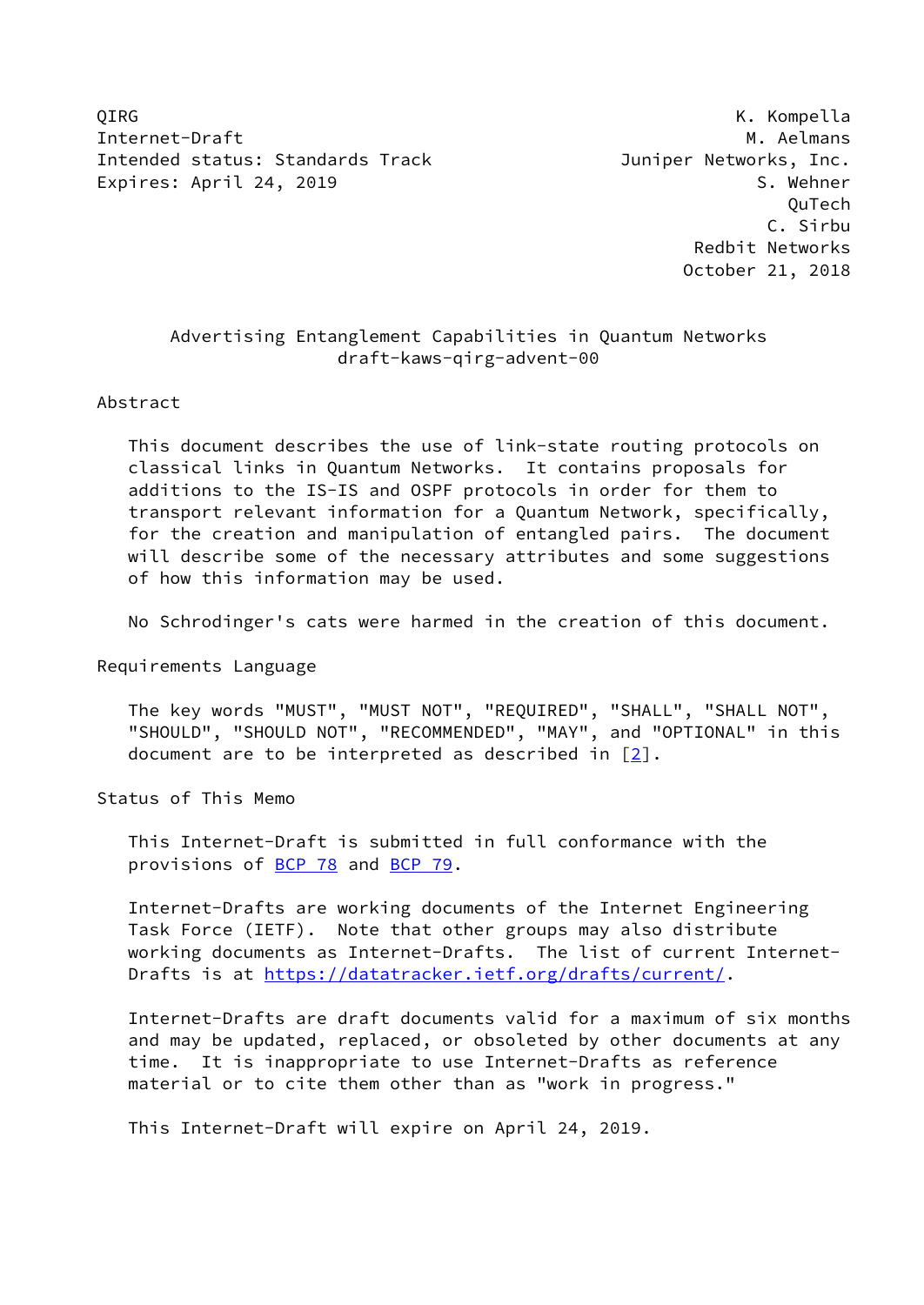QIRG K. Kompella
Internet-Draft M. Aelmans
Intended status: Standards Track Juniper Networks, Inc.
Expires: April 24, 2019 S. Wehner
QuTech
C. Sirbu
Redbit Networks
October 21, 2018

# Advertising Entanglement Capabilities in Quantum Networks
draft-kaws-qirg-advent-00

## Abstract

This document describes the use of link-state routing protocols on classical links in Quantum Networks. It contains proposals for additions to the IS-IS and OSPF protocols in order for them to transport relevant information for a Quantum Network, specifically, for the creation and manipulation of entangled pairs. The document will describe some of the necessary attributes and some suggestions of how this information may be used.

No Schrodinger's cats were harmed in the creation of this document.

## Requirements Language

The key words "MUST", "MUST NOT", "REQUIRED", "SHALL", "SHALL NOT", "SHOULD", "SHOULD NOT", "RECOMMENDED", "MAY", and "OPTIONAL" in this document are to be interpreted as described in [2].

## Status of This Memo

This Internet-Draft is submitted in full conformance with the provisions of BCP 78 and BCP 79.

Internet-Drafts are working documents of the Internet Engineering Task Force (IETF). Note that other groups may also distribute working documents as Internet-Drafts. The list of current Internet-Drafts is at https://datatracker.ietf.org/drafts/current/.

Internet-Drafts are draft documents valid for a maximum of six months and may be updated, replaced, or obsoleted by other documents at any time. It is inappropriate to use Internet-Drafts as reference material or to cite them other than as "work in progress."

This Internet-Draft will expire on April 24, 2019.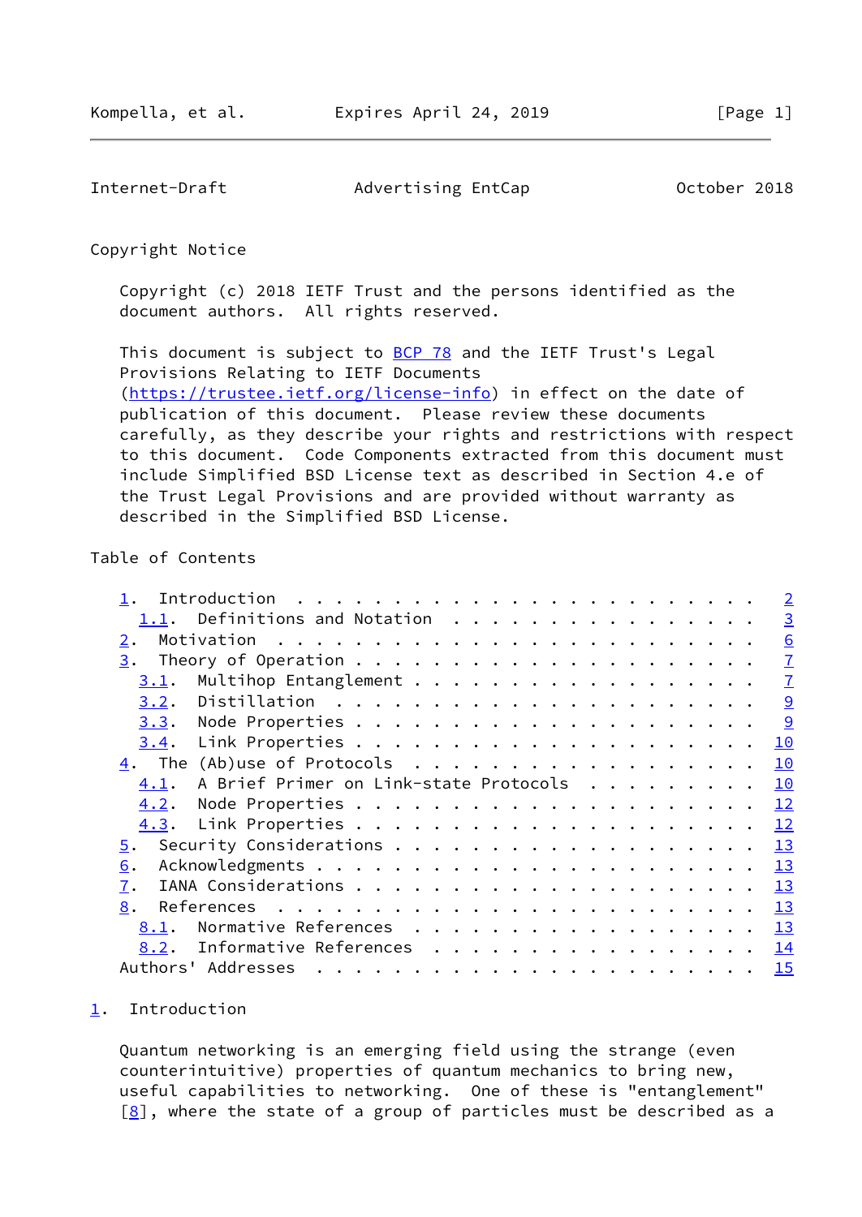## Copyright Notice

Copyright (c) 2018 IETF Trust and the persons identified as the document authors. All rights reserved.

This document is subject to BCP 78 and the IETF Trust's Legal Provisions Relating to IETF Documents (https://trustee.ietf.org/license-info) in effect on the date of publication of this document. Please review these documents carefully, as they describe your rights and restrictions with respect to this document. Code Components extracted from this document must include Simplified BSD License text as described in Section 4.e of the Trust Legal Provisions and are provided without warranty as described in the Simplified BSD License.

## Table of Contents

```
   1.  Introduction . . . . . . . . . . . . . . . . . . . . . . . .   2
     1.1.  Definitions and Notation . . . . . . . . . . . . . . . .   3
   2.  Motivation . . . . . . . . . . . . . . . . . . . . . . . . .   6
   3.  Theory of Operation . . . . . . . . . . . . . . . . . . . . .   7
     3.1.  Multihop Entanglement . . . . . . . . . . . . . . . . . .   7
     3.2.  Distillation . . . . . . . . . . . . . . . . . . . . . .   9
     3.3.  Node Properties . . . . . . . . . . . . . . . . . . . . .   9
     3.4.  Link Properties . . . . . . . . . . . . . . . . . . . . .  10
   4.  The (Ab)use of Protocols . . . . . . . . . . . . . . . . . .  10
     4.1.  A Brief Primer on Link-state Protocols . . . . . . . . .  10
     4.2.  Node Properties . . . . . . . . . . . . . . . . . . . . .  12
     4.3.  Link Properties . . . . . . . . . . . . . . . . . . . . .  12
   5.  Security Considerations . . . . . . . . . . . . . . . . . . .  13
   6.  Acknowledgments . . . . . . . . . . . . . . . . . . . . . . .  13
   7.  IANA Considerations . . . . . . . . . . . . . . . . . . . . .  13
   8.  References . . . . . . . . . . . . . . . . . . . . . . . . .  13
     8.1.  Normative References . . . . . . . . . . . . . . . . . .  13
     8.2.  Informative References . . . . . . . . . . . . . . . . .  14
   Authors' Addresses . . . . . . . . . . . . . . . . . . . . . . .  15
```

## 1. Introduction

Quantum networking is an emerging field using the strange (even counterintuitive) properties of quantum mechanics to bring new, useful capabilities to networking. One of these is "entanglement" [8], where the state of a group of particles must be described as a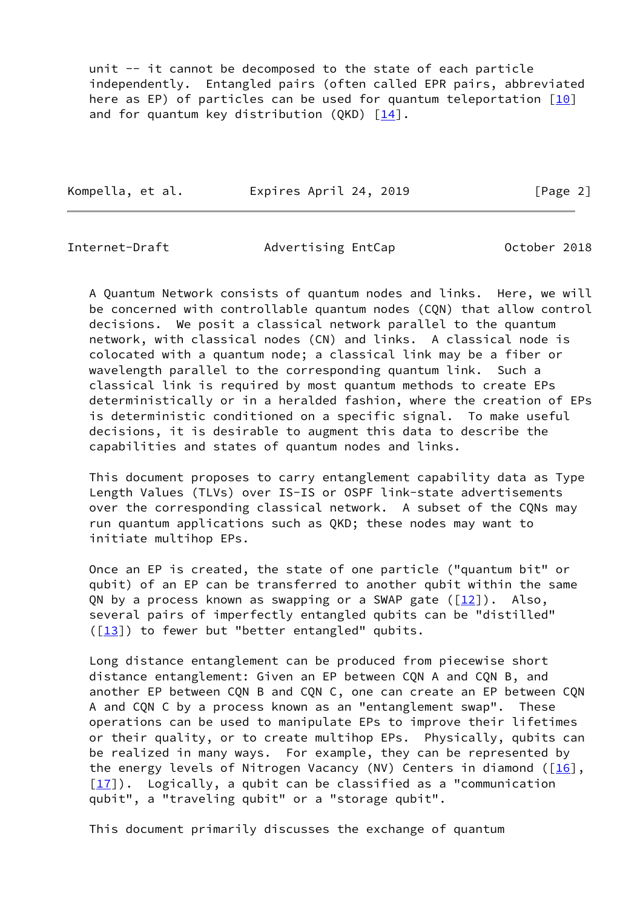unit -- it cannot be decomposed to the state of each particle independently. Entangled pairs (often called EPR pairs, abbreviated here as EP) of particles can be used for quantum teleportation [10] and for quantum key distribution (QKD) [14].

A Quantum Network consists of quantum nodes and links. Here, we will be concerned with controllable quantum nodes (CQN) that allow control decisions. We posit a classical network parallel to the quantum network, with classical nodes (CN) and links. A classical node is colocated with a quantum node; a classical link may be a fiber or wavelength parallel to the corresponding quantum link. Such a classical link is required by most quantum methods to create EPs deterministically or in a heralded fashion, where the creation of EPs is deterministic conditioned on a specific signal. To make useful decisions, it is desirable to augment this data to describe the capabilities and states of quantum nodes and links.

This document proposes to carry entanglement capability data as Type Length Values (TLVs) over IS-IS or OSPF link-state advertisements over the corresponding classical network. A subset of the CQNs may run quantum applications such as QKD; these nodes may want to initiate multihop EPs.

Once an EP is created, the state of one particle ("quantum bit" or qubit) of an EP can be transferred to another qubit within the same QN by a process known as swapping or a SWAP gate ([12]). Also, several pairs of imperfectly entangled qubits can be "distilled" ([13]) to fewer but "better entangled" qubits.

Long distance entanglement can be produced from piecewise short distance entanglement: Given an EP between CQN A and CQN B, and another EP between CQN B and CQN C, one can create an EP between CQN A and CQN C by a process known as an "entanglement swap". These operations can be used to manipulate EPs to improve their lifetimes or their quality, or to create multihop EPs. Physically, qubits can be realized in many ways. For example, they can be represented by the energy levels of Nitrogen Vacancy (NV) Centers in diamond ([16], [17]). Logically, a qubit can be classified as a "communication qubit", a "traveling qubit" or a "storage qubit".

This document primarily discusses the exchange of quantum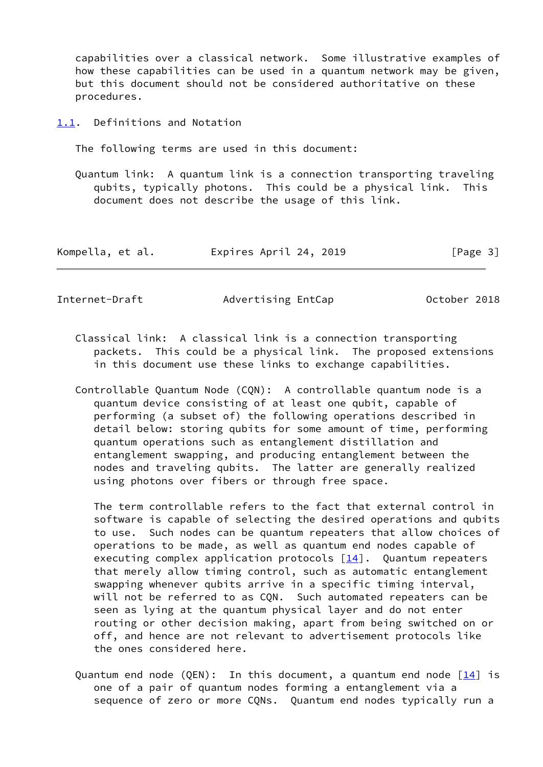capabilities over a classical network. Some illustrative examples of how these capabilities can be used in a quantum network may be given, but this document should not be considered authoritative on these procedures.

### 1.1. Definitions and Notation

The following terms are used in this document:

Quantum link: A quantum link is a connection transporting traveling qubits, typically photons. This could be a physical link. This document does not describe the usage of this link.

Classical link: A classical link is a connection transporting packets. This could be a physical link. The proposed extensions in this document use these links to exchange capabilities.

Controllable Quantum Node (CQN): A controllable quantum node is a quantum device consisting of at least one qubit, capable of performing (a subset of) the following operations described in detail below: storing qubits for some amount of time, performing quantum operations such as entanglement distillation and entanglement swapping, and producing entanglement between the nodes and traveling qubits. The latter are generally realized using photons over fibers or through free space.

The term controllable refers to the fact that external control in software is capable of selecting the desired operations and qubits to use. Such nodes can be quantum repeaters that allow choices of operations to be made, as well as quantum end nodes capable of executing complex application protocols [14]. Quantum repeaters that merely allow timing control, such as automatic entanglement swapping whenever qubits arrive in a specific timing interval, will not be referred to as CQN. Such automated repeaters can be seen as lying at the quantum physical layer and do not enter routing or other decision making, apart from being switched on or off, and hence are not relevant to advertisement protocols like the ones considered here.

Quantum end node (QEN): In this document, a quantum end node [14] is one of a pair of quantum nodes forming a entanglement via a sequence of zero or more CQNs. Quantum end nodes typically run a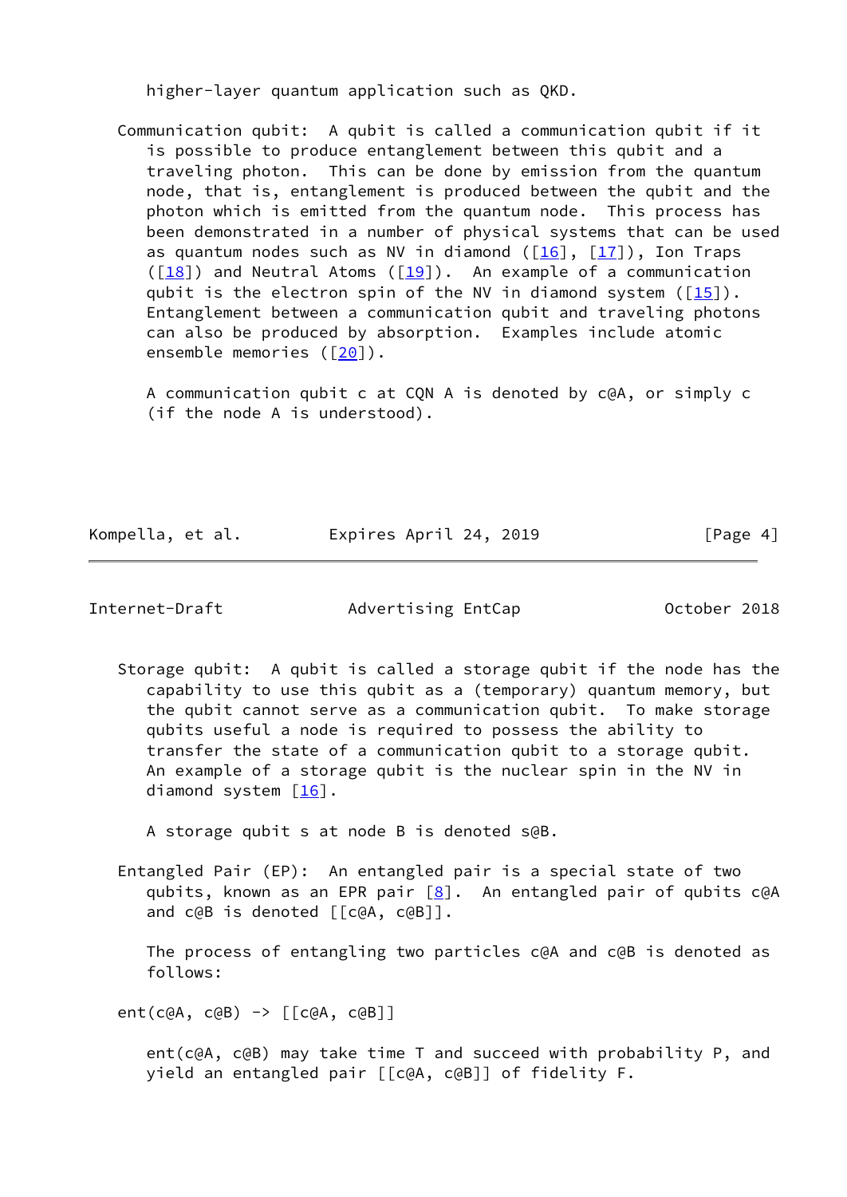higher-layer quantum application such as QKD.

Communication qubit: A qubit is called a communication qubit if it is possible to produce entanglement between this qubit and a traveling photon. This can be done by emission from the quantum node, that is, entanglement is produced between the qubit and the photon which is emitted from the quantum node. This process has been demonstrated in a number of physical systems that can be used as quantum nodes such as NV in diamond ([16], [17]), Ion Traps ([18]) and Neutral Atoms ([19]). An example of a communication qubit is the electron spin of the NV in diamond system ([15]). Entanglement between a communication qubit and traveling photons can also be produced by absorption. Examples include atomic ensemble memories ([20]).

A communication qubit c at CQN A is denoted by c@A, or simply c (if the node A is understood).

Storage qubit: A qubit is called a storage qubit if the node has the capability to use this qubit as a (temporary) quantum memory, but the qubit cannot serve as a communication qubit. To make storage qubits useful a node is required to possess the ability to transfer the state of a communication qubit to a storage qubit. An example of a storage qubit is the nuclear spin in the NV in diamond system [16].

A storage qubit s at node B is denoted s@B.

Entangled Pair (EP): An entangled pair is a special state of two qubits, known as an EPR pair [8]. An entangled pair of qubits c@A and c@B is denoted [[c@A, c@B]].

The process of entangling two particles c@A and c@B is denoted as follows:

```
ent(c@A, c@B) -> [[c@A, c@B]]
```

ent(c@A, c@B) may take time T and succeed with probability P, and yield an entangled pair [[c@A, c@B]] of fidelity F.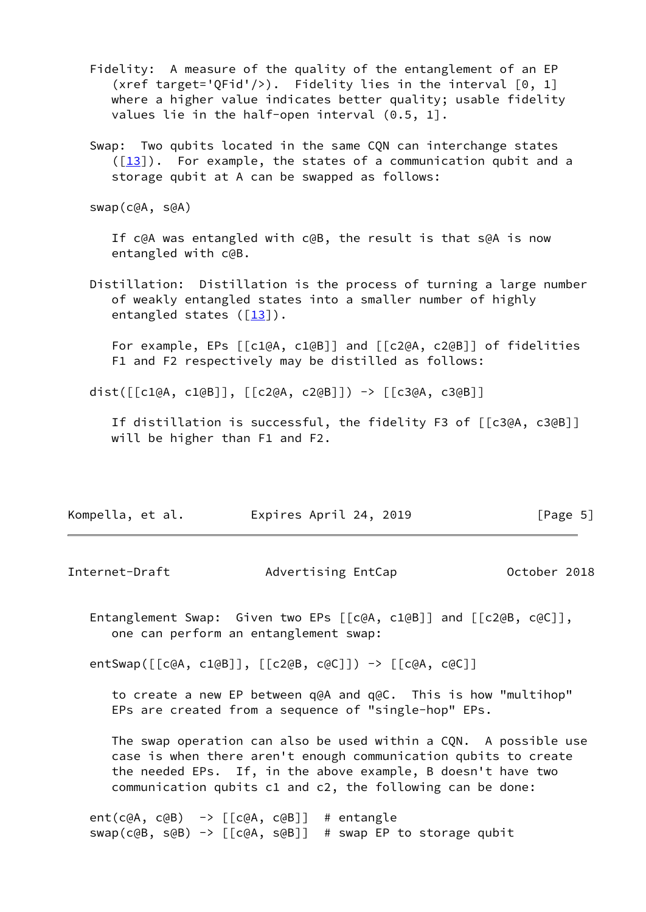Fidelity: A measure of the quality of the entanglement of an EP (xref target='QFid'/>). Fidelity lies in the interval [0, 1] where a higher value indicates better quality; usable fidelity values lie in the half-open interval (0.5, 1].

Swap: Two qubits located in the same CQN can interchange states ([13]). For example, the states of a communication qubit and a storage qubit at A can be swapped as follows:

```
swap(c@A, s@A)
```

If c@A was entangled with c@B, the result is that s@A is now entangled with c@B.

Distillation: Distillation is the process of turning a large number of weakly entangled states into a smaller number of highly entangled states ([13]).

For example, EPs [[c1@A, c1@B]] and [[c2@A, c2@B]] of fidelities F1 and F2 respectively may be distilled as follows:

```
dist([[c1@A, c1@B]], [[c2@A, c2@B]]) -> [[c3@A, c3@B]]
```

If distillation is successful, the fidelity F3 of [[c3@A, c3@B]] will be higher than F1 and F2.

Entanglement Swap: Given two EPs [[c@A, c1@B]] and [[c2@B, c@C]], one can perform an entanglement swap:

```
entSwap([[c@A, c1@B]], [[c2@B, c@C]]) -> [[c@A, c@C]]
```

to create a new EP between q@A and q@C. This is how "multihop" EPs are created from a sequence of "single-hop" EPs.

The swap operation can also be used within a CQN. A possible use case is when there aren't enough communication qubits to create the needed EPs. If, in the above example, B doesn't have two communication qubits c1 and c2, the following can be done:

```
ent(c@A, c@B)  -> [[c@A, c@B]]  # entangle
swap(c@B, s@B) -> [[c@A, s@B]]  # swap EP to storage qubit
```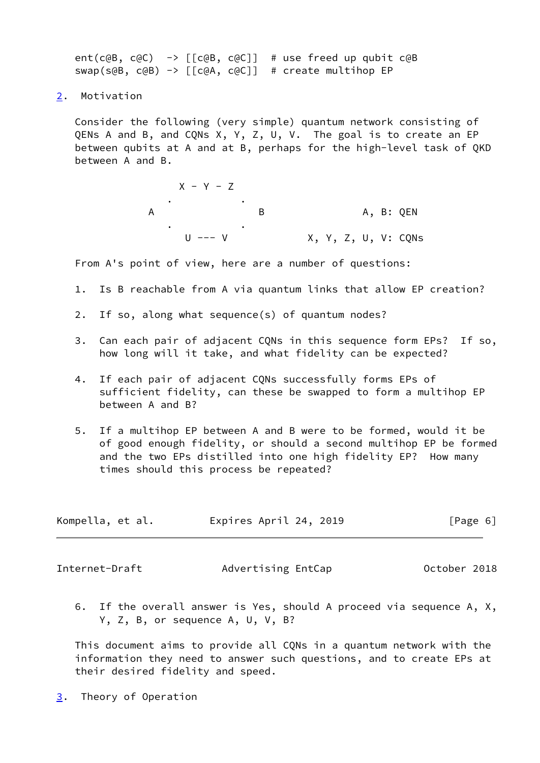```
ent(c@B, c@C)  -> [[c@B, c@C]]  # use freed up qubit c@B
swap(s@B, c@B) -> [[c@A, c@C]]  # create multihop EP
```

## 2. Motivation

Consider the following (very simple) quantum network consisting of QENs A and B, and CQNs X, Y, Z, U, V. The goal is to create an EP between qubits at A and at B, perhaps for the high-level task of QKD between A and B.

```
                X - Y - Z
              .           .
            A               B               A, B: QEN
              .           .
                U --- V             X, Y, Z, U, V: CQNs
```

From A's point of view, here are a number of questions:

1. Is B reachable from A via quantum links that allow EP creation?

2. If so, along what sequence(s) of quantum nodes?

3. Can each pair of adjacent CQNs in this sequence form EPs? If so, how long will it take, and what fidelity can be expected?

4. If each pair of adjacent CQNs successfully forms EPs of sufficient fidelity, can these be swapped to form a multihop EP between A and B?

5. If a multihop EP between A and B were to be formed, would it be of good enough fidelity, or should a second multihop EP be formed and the two EPs distilled into one high fidelity EP? How many times should this process be repeated?

6. If the overall answer is Yes, should A proceed via sequence A, X, Y, Z, B, or sequence A, U, V, B?

This document aims to provide all CQNs in a quantum network with the information they need to answer such questions, and to create EPs at their desired fidelity and speed.

## 3. Theory of Operation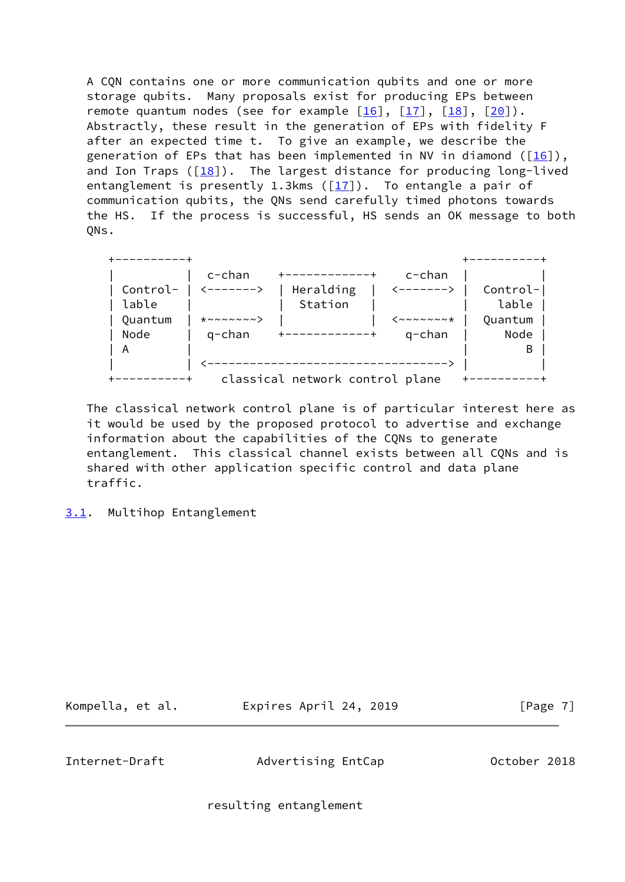A CQN contains one or more communication qubits and one or more storage qubits. Many proposals exist for producing EPs between remote quantum nodes (see for example [16], [17], [18], [20]). Abstractly, these result in the generation of EPs with fidelity F after an expected time t. To give an example, we describe the generation of EPs that has been implemented in NV in diamond ([16]), and Ion Traps ([18]). The largest distance for producing long-lived entanglement is presently 1.3kms ([17]). To entangle a pair of communication qubits, the QNs send carefully timed photons towards the HS. If the process is successful, HS sends an OK message to both QNs.

```
+----------+                                             +----------+
|          |  c-chan    +------------+      c-chan  |          |
| Control- | <-------> | Heralding  |    <-------> | Control-|
| lable    |            |  Station   |              |   lable |
| Quantum  | *~~~~~~~~> |            |    <~~~~~~~~* | Quantum |
| Node     |  q-chan    +------------+      q-chan  |    Node |
| A        |                                          |       B |
|          | <---------------------------------->    |          |
+----------+     classical network control plane      +----------+
```

The classical network control plane is of particular interest here as it would be used by the proposed protocol to advertise and exchange information about the capabilities of the CQNs to generate entanglement. This classical channel exists between all CQNs and is shared with other application specific control and data plane traffic.

## 3.1. Multihop Entanglement

resulting entanglement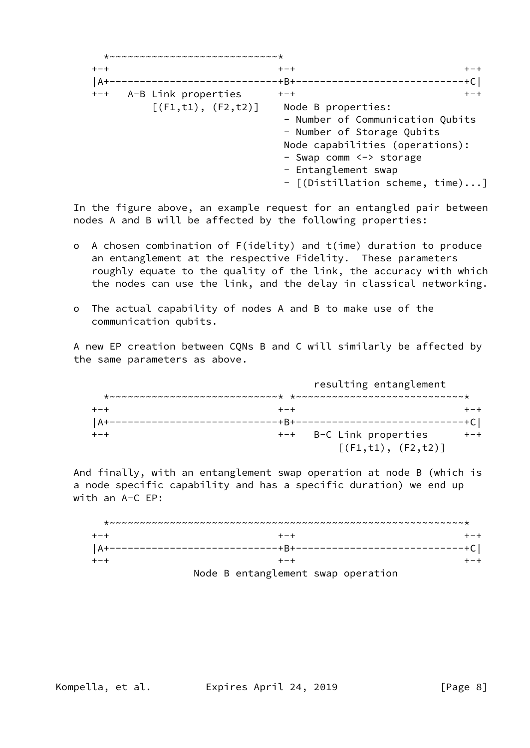```
     *~~~~~~~~~~~~~~~~~~~~~~~~~~~~~*
    +-+                           +-+                           +-+
    |A+---------------------------+B+---------------------------+C|
    +-+   A-B Link properties     +-+                           +-+
          [(F1,t1), (F2,t2)]     Node B properties:
                                 - Number of Communication Qubits
                                 - Number of Storage Qubits
                                 Node capabilities (operations):
                                 - Swap comm <-> storage
                                 - Entanglement swap
                                 - [(Distillation scheme, time)...]
```

In the figure above, an example request for an entangled pair between nodes A and B will be affected by the following properties:

- A chosen combination of F(idelity) and t(ime) duration to produce an entanglement at the respective Fidelity. These parameters roughly equate to the quality of the link, the accuracy with which the nodes can use the link, and the delay in classical networking.

- The actual capability of nodes A and B to make use of the communication qubits.

A new EP creation between CQNs B and C will similarly be affected by the same parameters as above.

```
                                     resulting entanglement
     *~~~~~~~~~~~~~~~~~~~~~~~~~~~~~* *~~~~~~~~~~~~~~~~~~~~~~~~~~~~~*
    +-+                           +-+                           +-+
    |A+---------------------------+B+---------------------------+C|
    +-+                           +-+   B-C Link properties     +-+
                                            [(F1,t1), (F2,t2)]
```

And finally, with an entanglement swap operation at node B (which is a node specific capability and has a specific duration) we end up with an A-C EP:

```
     *~~~~~~~~~~~~~~~~~~~~~~~~~~~~~~~~~~~~~~~~~~~~~~~~~~~~~~~~~~~~~*
    +-+                           +-+                           +-+
    |A+---------------------------+B+---------------------------+C|
    +-+                           +-+                           +-+
                      Node B entanglement swap operation
```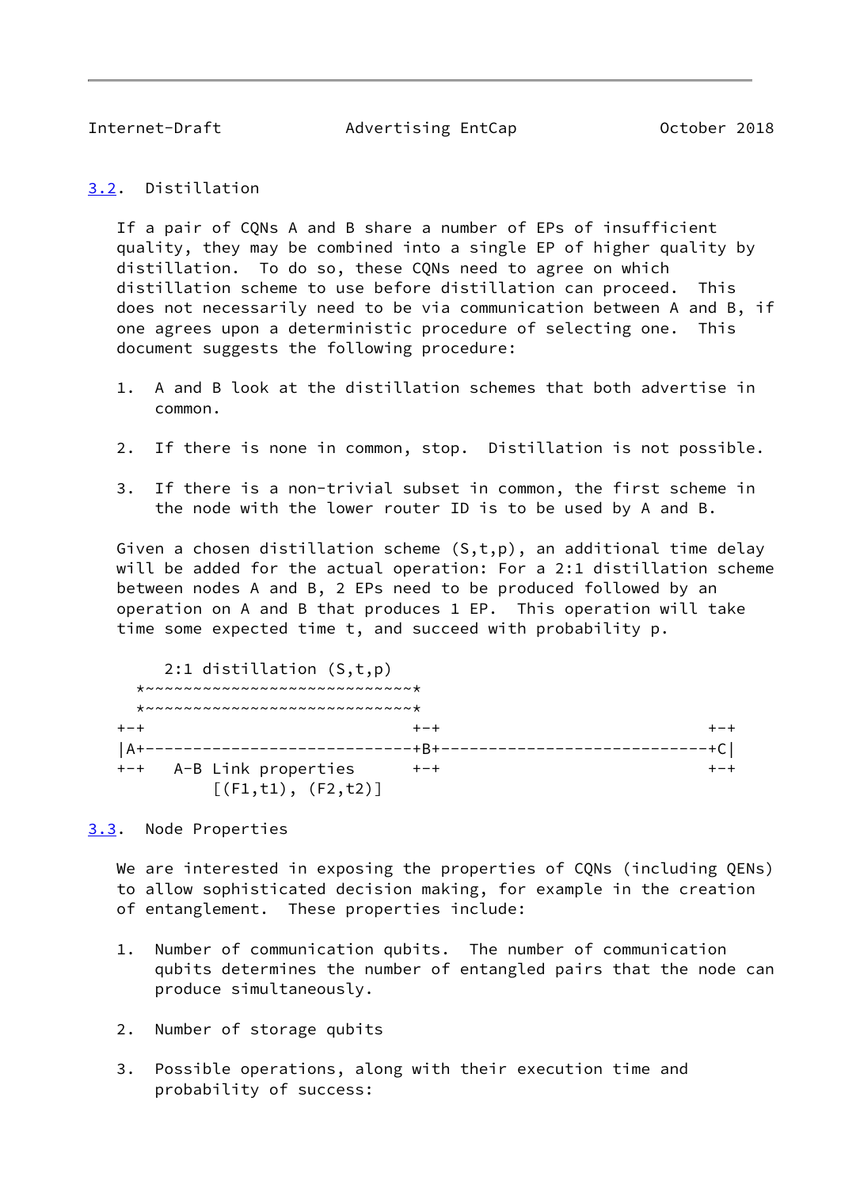### 3.2. Distillation

If a pair of CQNs A and B share a number of EPs of insufficient quality, they may be combined into a single EP of higher quality by distillation. To do so, these CQNs need to agree on which distillation scheme to use before distillation can proceed. This does not necessarily need to be via communication between A and B, if one agrees upon a deterministic procedure of selecting one. This document suggests the following procedure:

1. A and B look at the distillation schemes that both advertise in common.

2. If there is none in common, stop. Distillation is not possible.

3. If there is a non-trivial subset in common, the first scheme in the node with the lower router ID is to be used by A and B.

Given a chosen distillation scheme (S,t,p), an additional time delay will be added for the actual operation: For a 2:1 distillation scheme between nodes A and B, 2 EPs need to be produced followed by an operation on A and B that produces 1 EP. This operation will take time some expected time t, and succeed with probability p.

```
     2:1 distillation (S,t,p)
  *~~~~~~~~~~~~~~~~~~~~~~~~~~~~~*
  *~~~~~~~~~~~~~~~~~~~~~~~~~~~~~*
+-+                             +-+                            +-+
|A+-----------------------------+B+----------------------------+C|
+-+   A-B Link properties       +-+                            +-+
          [(F1,t1), (F2,t2)]
```

### 3.3. Node Properties

We are interested in exposing the properties of CQNs (including QENs) to allow sophisticated decision making, for example in the creation of entanglement. These properties include:

1. Number of communication qubits. The number of communication qubits determines the number of entangled pairs that the node can produce simultaneously.

2. Number of storage qubits

3. Possible operations, along with their execution time and probability of success: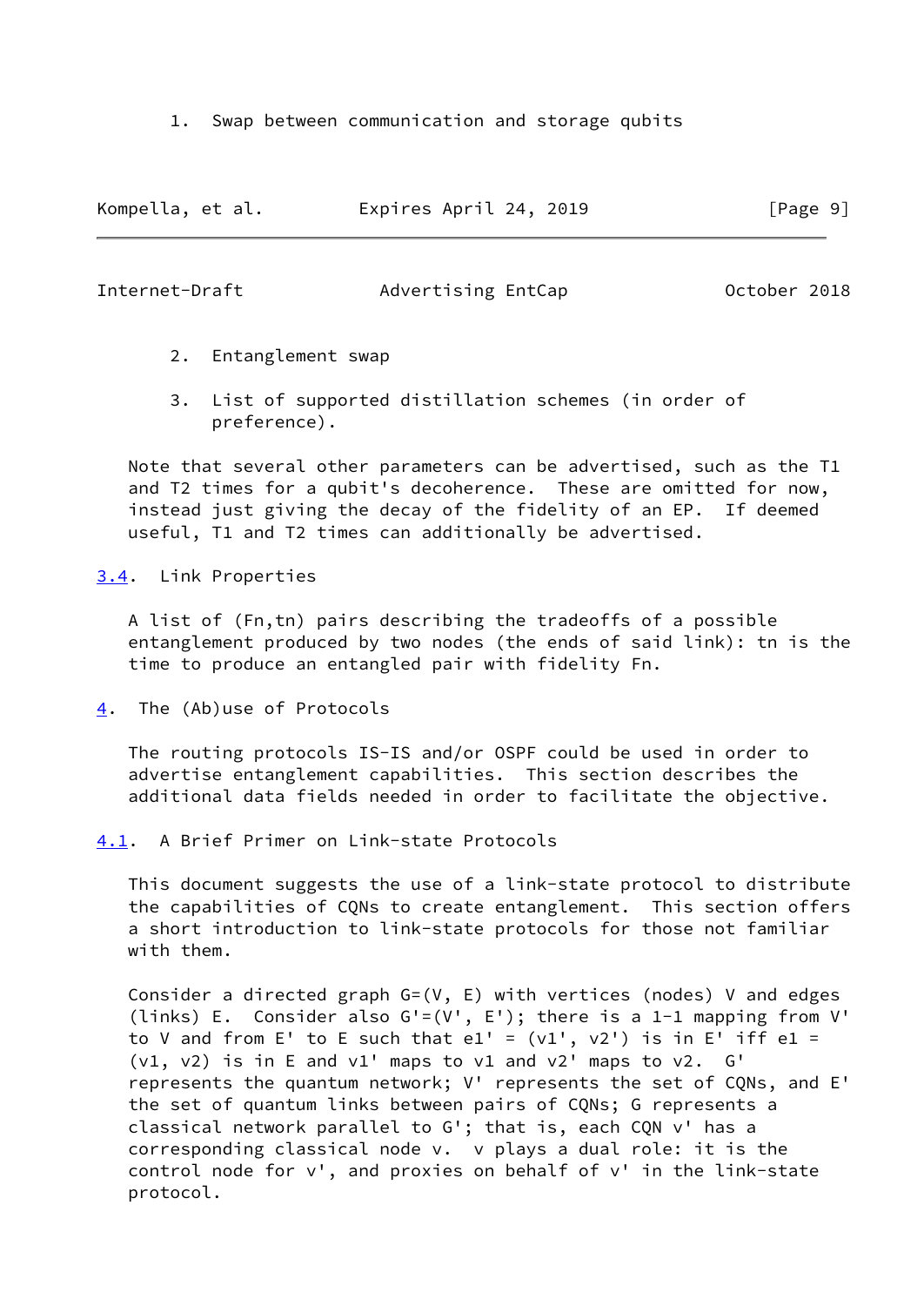1. Swap between communication and storage qubits
2. Entanglement swap
3. List of supported distillation schemes (in order of preference).

Note that several other parameters can be advertised, such as the T1 and T2 times for a qubit's decoherence. These are omitted for now, instead just giving the decay of the fidelity of an EP. If deemed useful, T1 and T2 times can additionally be advertised.

### 3.4. Link Properties

A list of (Fn,tn) pairs describing the tradeoffs of a possible entanglement produced by two nodes (the ends of said link): tn is the time to produce an entangled pair with fidelity Fn.

## 4. The (Ab)use of Protocols

The routing protocols IS-IS and/or OSPF could be used in order to advertise entanglement capabilities. This section describes the additional data fields needed in order to facilitate the objective.

### 4.1. A Brief Primer on Link-state Protocols

This document suggests the use of a link-state protocol to distribute the capabilities of CQNs to create entanglement. This section offers a short introduction to link-state protocols for those not familiar with them.

Consider a directed graph G=(V, E) with vertices (nodes) V and edges (links) E. Consider also G'=(V', E'); there is a 1-1 mapping from V' to V and from E' to E such that e1' = (v1', v2') is in E' iff e1 = (v1, v2) is in E and v1' maps to v1 and v2' maps to v2. G' represents the quantum network; V' represents the set of CQNs, and E' the set of quantum links between pairs of CQNs; G represents a classical network parallel to G'; that is, each CQN v' has a corresponding classical node v. v plays a dual role: it is the control node for v', and proxies on behalf of v' in the link-state protocol.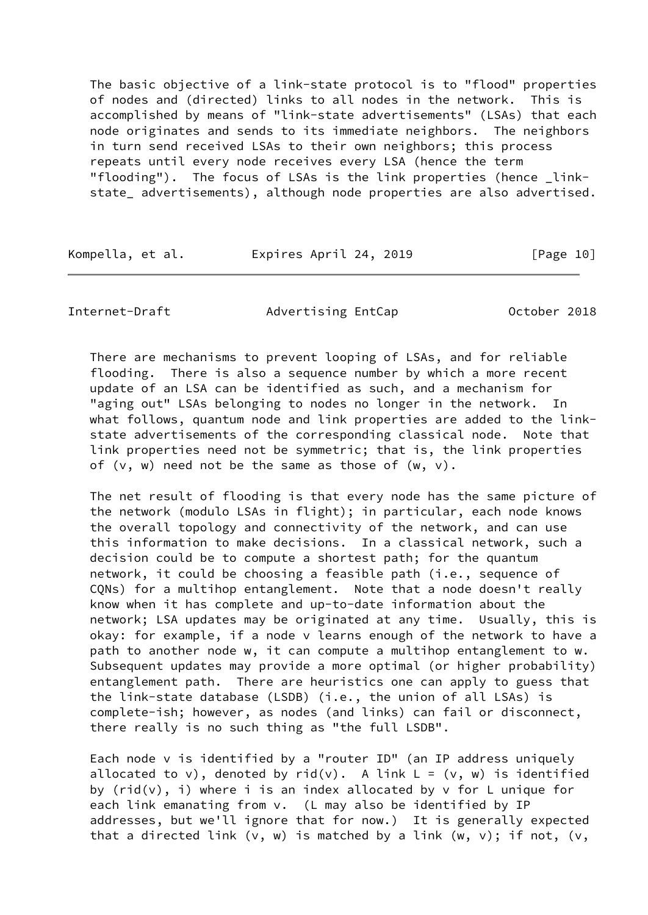The basic objective of a link-state protocol is to "flood" properties of nodes and (directed) links to all nodes in the network. This is accomplished by means of "link-state advertisements" (LSAs) that each node originates and sends to its immediate neighbors. The neighbors in turn send received LSAs to their own neighbors; this process repeats until every node receives every LSA (hence the term "flooding"). The focus of LSAs is the link properties (hence _link-state_ advertisements), although node properties are also advertised.

There are mechanisms to prevent looping of LSAs, and for reliable flooding. There is also a sequence number by which a more recent update of an LSA can be identified as such, and a mechanism for "aging out" LSAs belonging to nodes no longer in the network. In what follows, quantum node and link properties are added to the link-state advertisements of the corresponding classical node. Note that link properties need not be symmetric; that is, the link properties of (v, w) need not be the same as those of (w, v).

The net result of flooding is that every node has the same picture of the network (modulo LSAs in flight); in particular, each node knows the overall topology and connectivity of the network, and can use this information to make decisions. In a classical network, such a decision could be to compute a shortest path; for the quantum network, it could be choosing a feasible path (i.e., sequence of CQNs) for a multihop entanglement. Note that a node doesn't really know when it has complete and up-to-date information about the network; LSA updates may be originated at any time. Usually, this is okay: for example, if a node v learns enough of the network to have a path to another node w, it can compute a multihop entanglement to w. Subsequent updates may provide a more optimal (or higher probability) entanglement path. There are heuristics one can apply to guess that the link-state database (LSDB) (i.e., the union of all LSAs) is complete-ish; however, as nodes (and links) can fail or disconnect, there really is no such thing as "the full LSDB".

Each node v is identified by a "router ID" (an IP address uniquely allocated to v), denoted by rid(v). A link L = (v, w) is identified by (rid(v), i) where i is an index allocated by v for L unique for each link emanating from v. (L may also be identified by IP addresses, but we'll ignore that for now.) It is generally expected that a directed link (v, w) is matched by a link (w, v); if not, (v,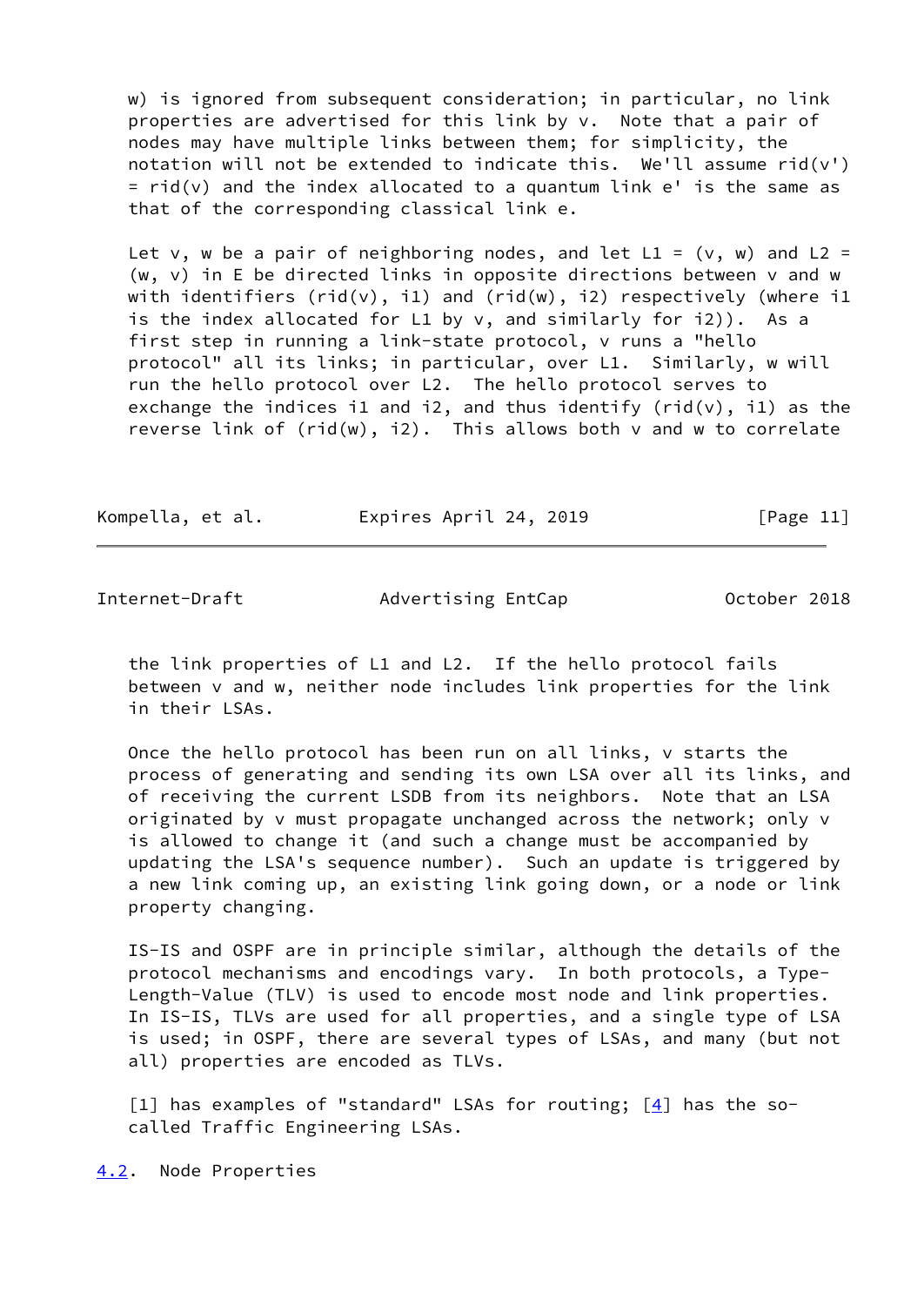w) is ignored from subsequent consideration; in particular, no link properties are advertised for this link by v. Note that a pair of nodes may have multiple links between them; for simplicity, the notation will not be extended to indicate this. We'll assume rid(v') = rid(v) and the index allocated to a quantum link e' is the same as that of the corresponding classical link e.

Let v, w be a pair of neighboring nodes, and let L1 = (v, w) and L2 = (w, v) in E be directed links in opposite directions between v and w with identifiers (rid(v), i1) and (rid(w), i2) respectively (where i1 is the index allocated for L1 by v, and similarly for i2)). As a first step in running a link-state protocol, v runs a "hello protocol" all its links; in particular, over L1. Similarly, w will run the hello protocol over L2. The hello protocol serves to exchange the indices i1 and i2, and thus identify (rid(v), i1) as the reverse link of (rid(w), i2). This allows both v and w to correlate the link properties of L1 and L2. If the hello protocol fails between v and w, neither node includes link properties for the link in their LSAs.

Once the hello protocol has been run on all links, v starts the process of generating and sending its own LSA over all its links, and of receiving the current LSDB from its neighbors. Note that an LSA originated by v must propagate unchanged across the network; only v is allowed to change it (and such a change must be accompanied by updating the LSA's sequence number). Such an update is triggered by a new link coming up, an existing link going down, or a node or link property changing.

IS-IS and OSPF are in principle similar, although the details of the protocol mechanisms and encodings vary. In both protocols, a Type-Length-Value (TLV) is used to encode most node and link properties. In IS-IS, TLVs are used for all properties, and a single type of LSA is used; in OSPF, there are several types of LSAs, and many (but not all) properties are encoded as TLVs.

[1] has examples of "standard" LSAs for routing; [4] has the so-called Traffic Engineering LSAs.

## 4.2. Node Properties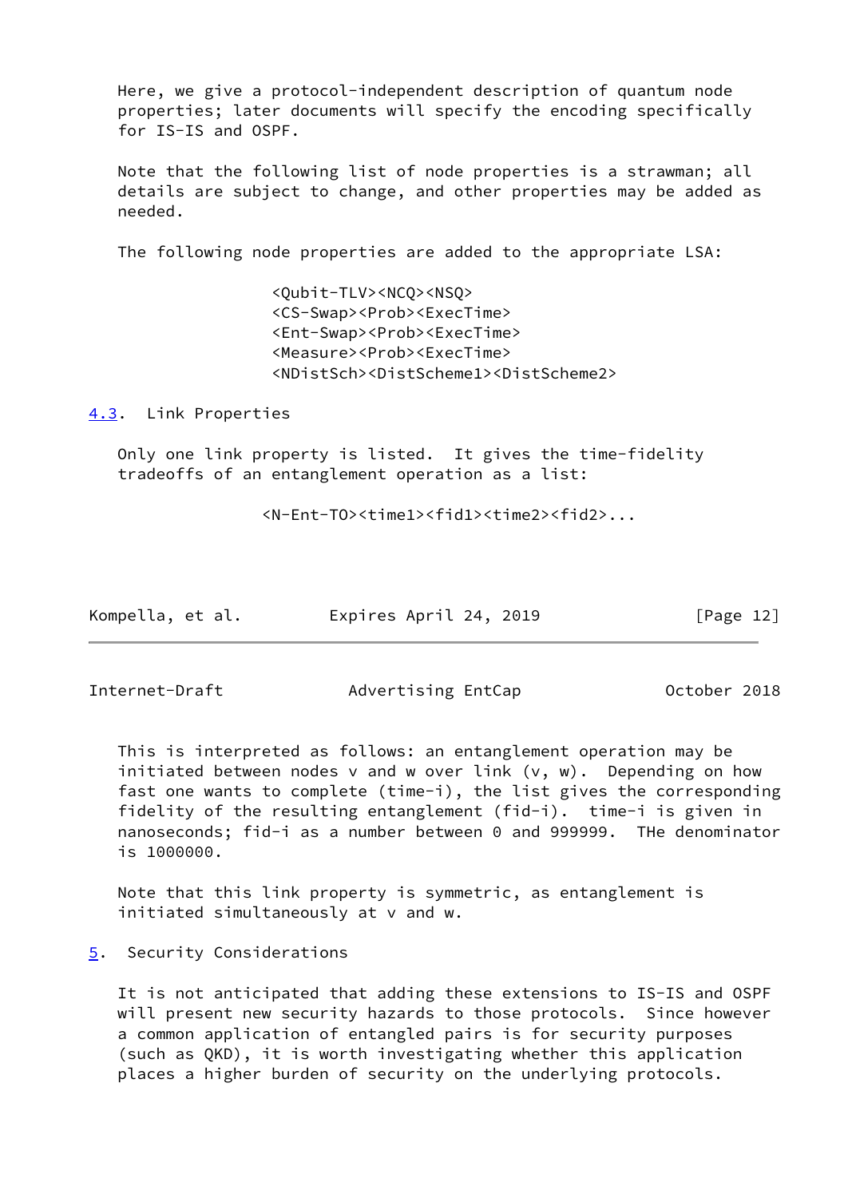Here, we give a protocol-independent description of quantum node properties; later documents will specify the encoding specifically for IS-IS and OSPF.

Note that the following list of node properties is a strawman; all details are subject to change, and other properties may be added as needed.

The following node properties are added to the appropriate LSA:

```
<Qubit-TLV><NCQ><NSQ>
<CS-Swap><Prob><ExecTime>
<Ent-Swap><Prob><ExecTime>
<Measure><Prob><ExecTime>
<NDistSch><DistScheme1><DistScheme2>
```

### 4.3. Link Properties

Only one link property is listed. It gives the time-fidelity tradeoffs of an entanglement operation as a list:

```
<N-Ent-TO><time1><fid1><time2><fid2>...
```

This is interpreted as follows: an entanglement operation may be initiated between nodes v and w over link (v, w). Depending on how fast one wants to complete (time-i), the list gives the corresponding fidelity of the resulting entanglement (fid-i). time-i is given in nanoseconds; fid-i as a number between 0 and 999999. THe denominator is 1000000.

Note that this link property is symmetric, as entanglement is initiated simultaneously at v and w.

## 5. Security Considerations

It is not anticipated that adding these extensions to IS-IS and OSPF will present new security hazards to those protocols. Since however a common application of entangled pairs is for security purposes (such as QKD), it is worth investigating whether this application places a higher burden of security on the underlying protocols.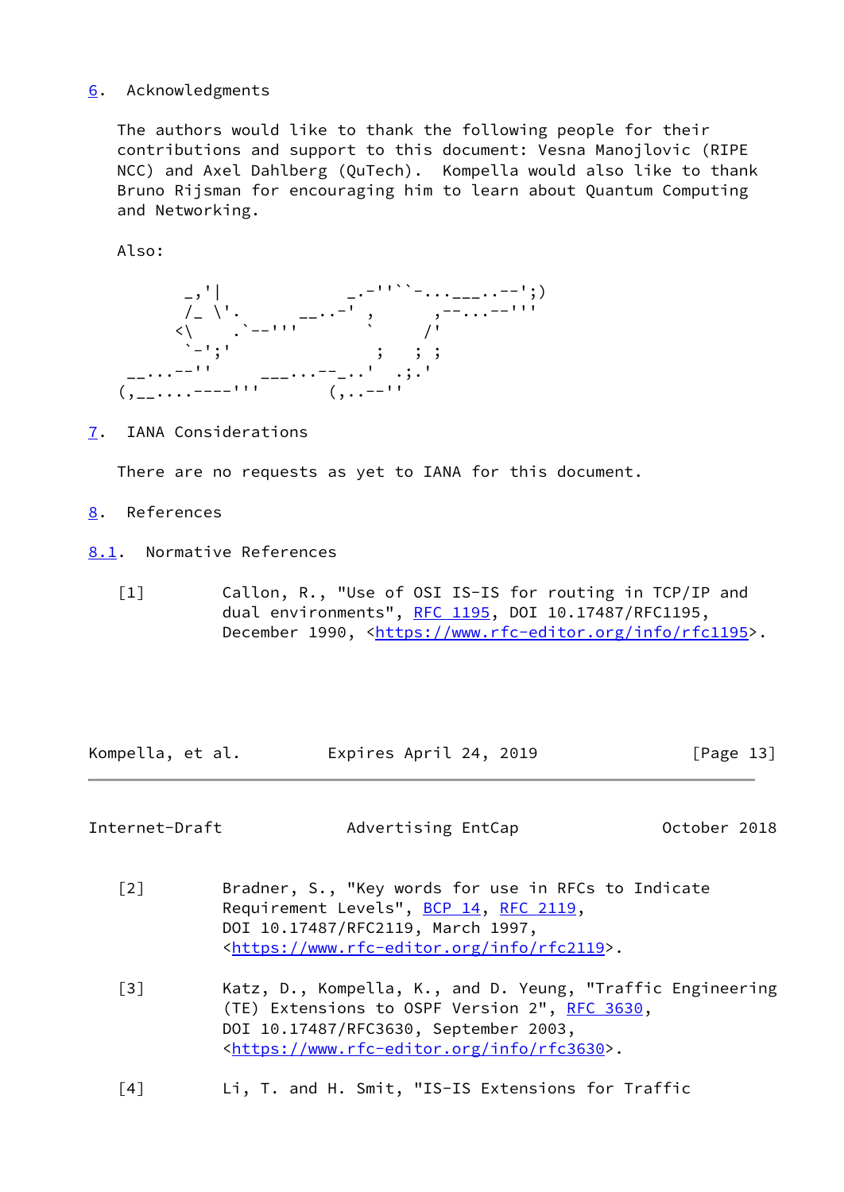## 6. Acknowledgments

The authors would like to thank the following people for their contributions and support to this document: Vesna Manojlovic (RIPE NCC) and Axel Dahlberg (QuTech). Kompella would also like to thank Bruno Rijsman for encouraging him to learn about Quantum Computing and Networking.

Also:

```
        _,'|             _.-''``-...___..--';)
       /_ \'.      __..-' ,      ,--...--'''
      <\    .`--'''       `     /'
       `-';'               ;   ; ;
 __...--''     ___...--_..'  .;.'
(,__....----'''       (,..--''
```

## 7. IANA Considerations

There are no requests as yet to IANA for this document.

## 8. References

### 8.1. Normative References

[1] Callon, R., "Use of OSI IS-IS for routing in TCP/IP and dual environments", RFC 1195, DOI 10.17487/RFC1195, December 1990, <https://www.rfc-editor.org/info/rfc1195>.

[2] Bradner, S., "Key words for use in RFCs to Indicate Requirement Levels", BCP 14, RFC 2119, DOI 10.17487/RFC2119, March 1997, <https://www.rfc-editor.org/info/rfc2119>.

[3] Katz, D., Kompella, K., and D. Yeung, "Traffic Engineering (TE) Extensions to OSPF Version 2", RFC 3630, DOI 10.17487/RFC3630, September 2003, <https://www.rfc-editor.org/info/rfc3630>.

[4] Li, T. and H. Smit, "IS-IS Extensions for Traffic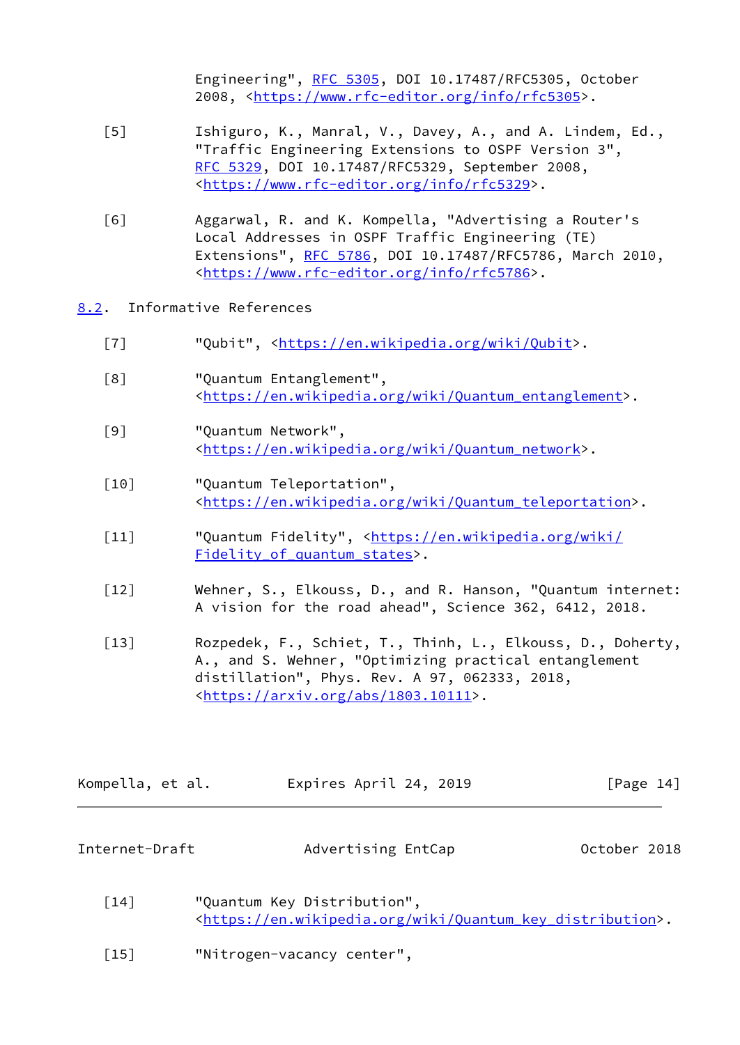Engineering", RFC 5305, DOI 10.17487/RFC5305, October 2008, <https://www.rfc-editor.org/info/rfc5305>.

[5] Ishiguro, K., Manral, V., Davey, A., and A. Lindem, Ed., "Traffic Engineering Extensions to OSPF Version 3", RFC 5329, DOI 10.17487/RFC5329, September 2008, <https://www.rfc-editor.org/info/rfc5329>.

[6] Aggarwal, R. and K. Kompella, "Advertising a Router's Local Addresses in OSPF Traffic Engineering (TE) Extensions", RFC 5786, DOI 10.17487/RFC5786, March 2010, <https://www.rfc-editor.org/info/rfc5786>.

## 8.2. Informative References

[7] "Qubit", <https://en.wikipedia.org/wiki/Qubit>.

[8] "Quantum Entanglement", <https://en.wikipedia.org/wiki/Quantum_entanglement>.

[9] "Quantum Network", <https://en.wikipedia.org/wiki/Quantum_network>.

[10] "Quantum Teleportation", <https://en.wikipedia.org/wiki/Quantum_teleportation>.

[11] "Quantum Fidelity", <https://en.wikipedia.org/wiki/Fidelity_of_quantum_states>.

[12] Wehner, S., Elkouss, D., and R. Hanson, "Quantum internet: A vision for the road ahead", Science 362, 6412, 2018.

[13] Rozpedek, F., Schiet, T., Thinh, L., Elkouss, D., Doherty, A., and S. Wehner, "Optimizing practical entanglement distillation", Phys. Rev. A 97, 062333, 2018, <https://arxiv.org/abs/1803.10111>.

[14] "Quantum Key Distribution", <https://en.wikipedia.org/wiki/Quantum_key_distribution>.

[15] "Nitrogen-vacancy center",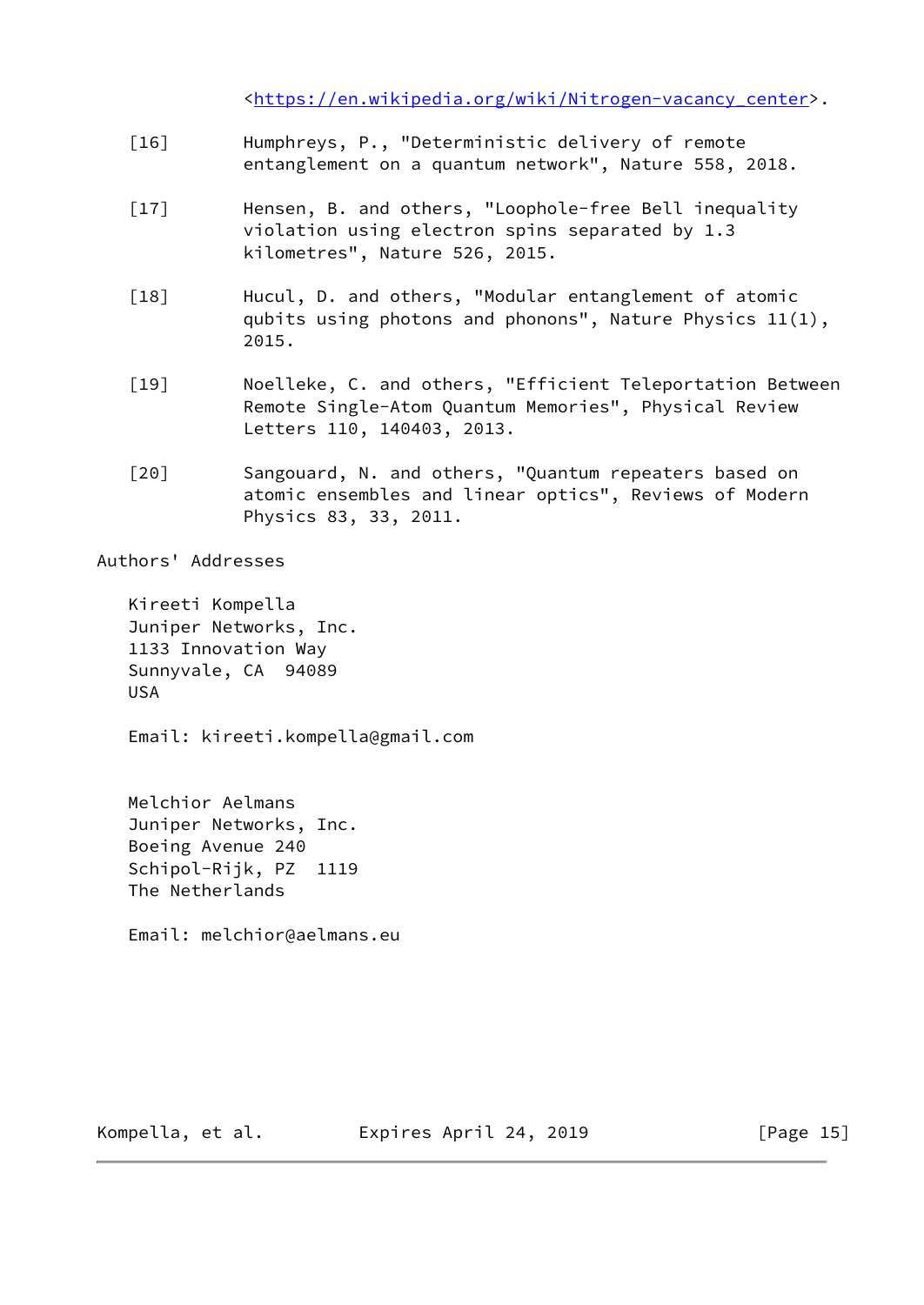<https://en.wikipedia.org/wiki/Nitrogen-vacancy_center>.

[16] Humphreys, P., "Deterministic delivery of remote entanglement on a quantum network", Nature 558, 2018.

[17] Hensen, B. and others, "Loophole-free Bell inequality violation using electron spins separated by 1.3 kilometres", Nature 526, 2015.

[18] Hucul, D. and others, "Modular entanglement of atomic qubits using photons and phonons", Nature Physics 11(1), 2015.

[19] Noelleke, C. and others, "Efficient Teleportation Between Remote Single-Atom Quantum Memories", Physical Review Letters 110, 140403, 2013.

[20] Sangouard, N. and others, "Quantum repeaters based on atomic ensembles and linear optics", Reviews of Modern Physics 83, 33, 2011.

## Authors' Addresses

Kireeti Kompella
Juniper Networks, Inc.
1133 Innovation Way
Sunnyvale, CA 94089
USA

Email: kireeti.kompella@gmail.com

Melchior Aelmans
Juniper Networks, Inc.
Boeing Avenue 240
Schipol-Rijk, PZ 1119
The Netherlands

Email: melchior@aelmans.eu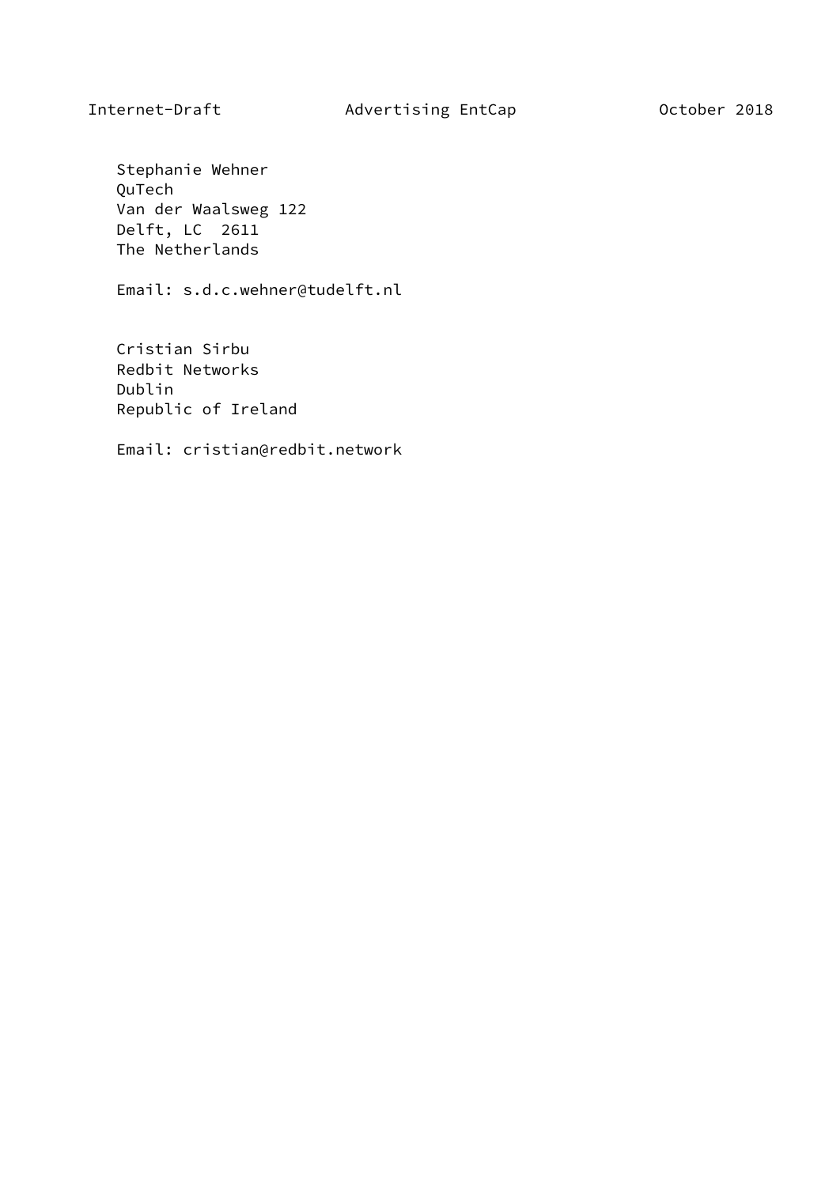Stephanie Wehner
QuTech
Van der Waalsweg 122
Delft, LC  2611
The Netherlands

Email: s.d.c.wehner@tudelft.nl

Cristian Sirbu
Redbit Networks
Dublin
Republic of Ireland

Email: cristian@redbit.network